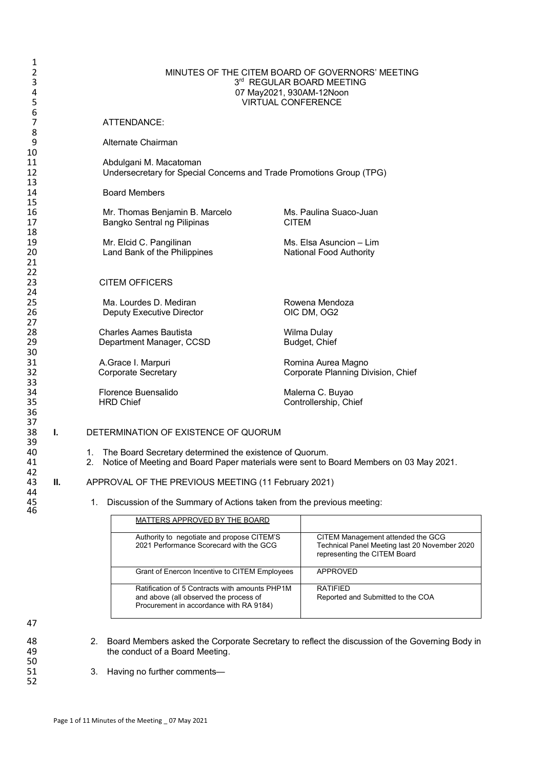MINUTES OF THE CITEM BOARD OF GOVERNORS' MEETING
3rd REGULAR BOARD MEETING
07 May2021, 930AM-12Noon
VIRTUAL CONFERENCE

ATTENDANCE:

Alternate Chairman

Abdulgani M. Macatoman
Undersecretary for Special Concerns and Trade Promotions Group (TPG)

Board Members

Mr. Thomas Benjamin B. Marcelo
Bangko Sentral ng Pilipinas

Ms. Paulina Suaco-Juan
CITEM

Mr. Elcid C. Pangilinan
Land Bank of the Philippines

Ms. Elsa Asuncion – Lim
National Food Authority

CITEM OFFICERS

Ma. Lourdes D. Mediran
Deputy Executive Director

Rowena Mendoza
OIC DM, OG2

Charles Aames Bautista
Department Manager, CCSD

Wilma Dulay
Budget, Chief

A.Grace I. Marpuri
Corporate Secretary

Romina Aurea Magno
Corporate Planning Division, Chief

Florence Buensalido
HRD Chief

Malerna C. Buyao
Controllership, Chief

## I. DETERMINATION OF EXISTENCE OF QUORUM

1. The Board Secretary determined the existence of Quorum.
2. Notice of Meeting and Board Paper materials were sent to Board Members on 03 May 2021.

## II. APPROVAL OF THE PREVIOUS MEETING (11 February 2021)

1. Discussion of the Summary of Actions taken from the previous meeting:

| MATTERS APPROVED BY THE BOARD | |
|---|---|
| Authority to negotiate and propose CITEM'S 2021 Performance Scorecard with the GCG | CITEM Management attended the GCG Technical Panel Meeting last 20 November 2020 representing the CITEM Board |
| Grant of Enercon Incentive to CITEM Employees | APPROVED |
| Ratification of 5 Contracts with amounts PHP1M and above (all observed the process of Procurement in accordance with RA 9184) | RATIFIED<br>Reported and Submitted to the COA |

2. Board Members asked the Corporate Secretary to reflect the discussion of the Governing Body in the conduct of a Board Meeting.

3. Having no further comments—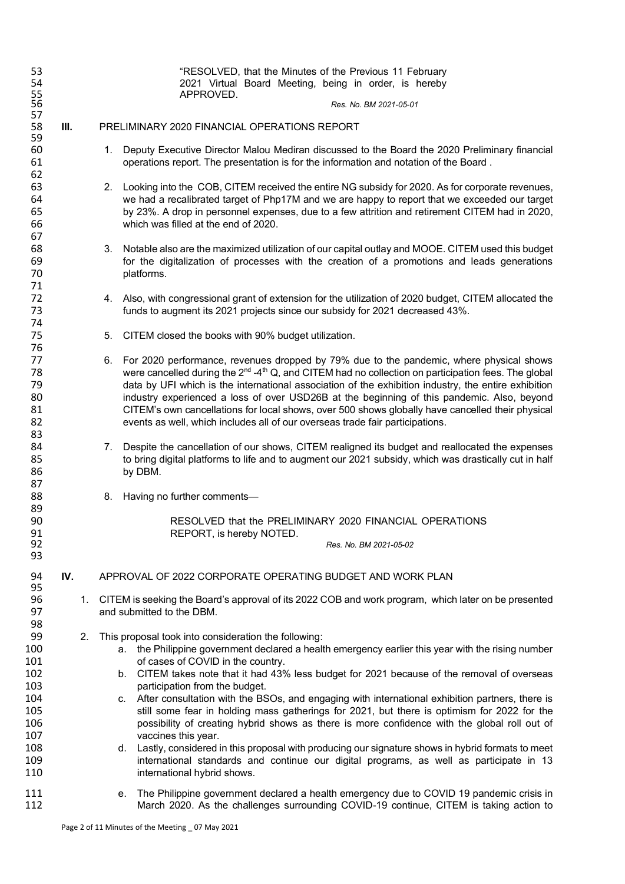"RESOLVED, that the Minutes of the Previous 11 February 2021 Virtual Board Meeting, being in order, is hereby APPROVED.

*Res. No. BM 2021-05-01*

## III. PRELIMINARY 2020 FINANCIAL OPERATIONS REPORT

1. Deputy Executive Director Malou Mediran discussed to the Board the 2020 Preliminary financial operations report. The presentation is for the information and notation of the Board .

2. Looking into the COB, CITEM received the entire NG subsidy for 2020. As for corporate revenues, we had a recalibrated target of Php17M and we are happy to report that we exceeded our target by 23%. A drop in personnel expenses, due to a few attrition and retirement CITEM had in 2020, which was filled at the end of 2020.

3. Notable also are the maximized utilization of our capital outlay and MOOE. CITEM used this budget for the digitalization of processes with the creation of a promotions and leads generations platforms.

4. Also, with congressional grant of extension for the utilization of 2020 budget, CITEM allocated the funds to augment its 2021 projects since our subsidy for 2021 decreased 43%.

5. CITEM closed the books with 90% budget utilization.

6. For 2020 performance, revenues dropped by 79% due to the pandemic, where physical shows were cancelled during the 2nd -4th Q, and CITEM had no collection on participation fees. The global data by UFI which is the international association of the exhibition industry, the entire exhibition industry experienced a loss of over USD26B at the beginning of this pandemic. Also, beyond CITEM's own cancellations for local shows, over 500 shows globally have cancelled their physical events as well, which includes all of our overseas trade fair participations.

7. Despite the cancellation of our shows, CITEM realigned its budget and reallocated the expenses to bring digital platforms to life and to augment our 2021 subsidy, which was drastically cut in half by DBM.

8. Having no further comments—

RESOLVED that the PRELIMINARY 2020 FINANCIAL OPERATIONS REPORT, is hereby NOTED.

*Res. No. BM 2021-05-02*

## IV. APPROVAL OF 2022 CORPORATE OPERATING BUDGET AND WORK PLAN

1. CITEM is seeking the Board's approval of its 2022 COB and work program, which later on be presented and submitted to the DBM.

2. This proposal took into consideration the following:
   a. the Philippine government declared a health emergency earlier this year with the rising number of cases of COVID in the country.
   b. CITEM takes note that it had 43% less budget for 2021 because of the removal of overseas participation from the budget.
   c. After consultation with the BSOs, and engaging with international exhibition partners, there is still some fear in holding mass gatherings for 2021, but there is optimism for 2022 for the possibility of creating hybrid shows as there is more confidence with the global roll out of vaccines this year.
   d. Lastly, considered in this proposal with producing our signature shows in hybrid formats to meet international standards and continue our digital programs, as well as participate in 13 international hybrid shows.
   e. The Philippine government declared a health emergency due to COVID 19 pandemic crisis in March 2020. As the challenges surrounding COVID-19 continue, CITEM is taking action to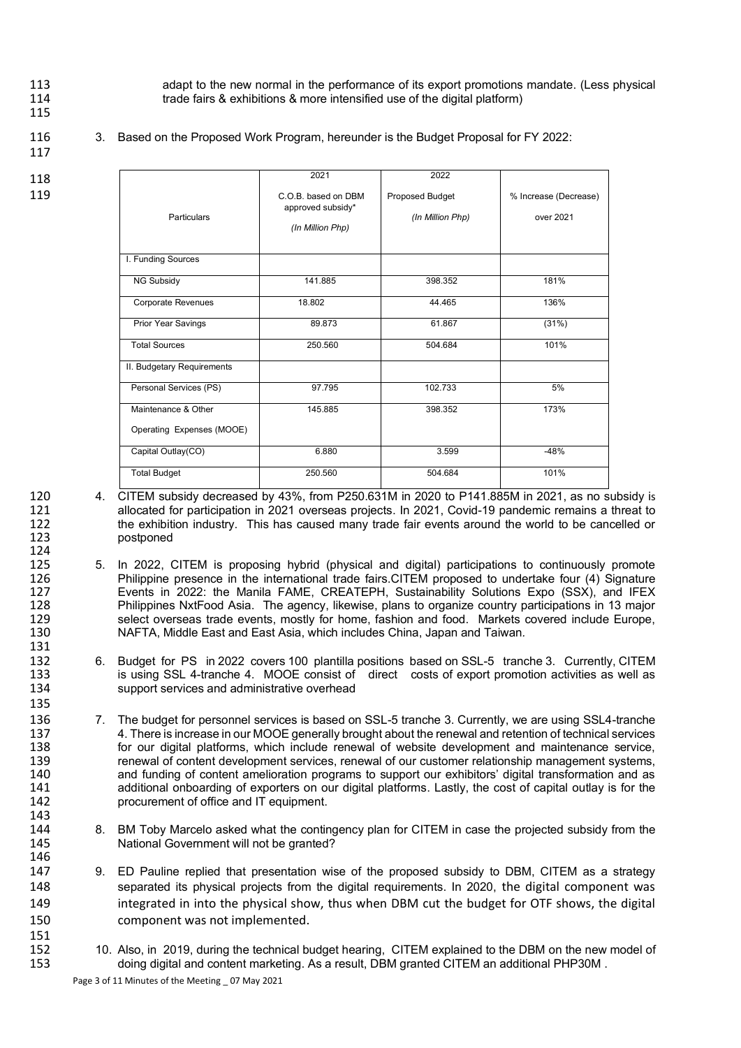adapt to the new normal in the performance of its export promotions mandate. (Less physical trade fairs & exhibitions & more intensified use of the digital platform)

3. Based on the Proposed Work Program, hereunder is the Budget Proposal for FY 2022:

| Particulars | 2021 C.O.B. based on DBM approved subsidy* *(In Million Php)* | 2022 Proposed Budget *(In Million Php)* | % Increase (Decrease) over 2021 |
|---|---|---|---|
| I. Funding Sources | | | |
| NG Subsidy | 141.885 | 398.352 | 181% |
| Corporate Revenues | 18.802 | 44.465 | 136% |
| Prior Year Savings | 89.873 | 61.867 | (31%) |
| Total Sources | 250.560 | 504.684 | 101% |
| II. Budgetary Requirements | | | |
| Personal Services (PS) | 97.795 | 102.733 | 5% |
| Maintenance & Other Operating Expenses (MOOE) | 145.885 | 398.352 | 173% |
| Capital Outlay(CO) | 6.880 | 3.599 | -48% |
| Total Budget | 250.560 | 504.684 | 101% |

4. CITEM subsidy decreased by 43%, from P250.631M in 2020 to P141.885M in 2021, as no subsidy is allocated for participation in 2021 overseas projects. In 2021, Covid-19 pandemic remains a threat to the exhibition industry. This has caused many trade fair events around the world to be cancelled or postponed

5. In 2022, CITEM is proposing hybrid (physical and digital) participations to continuously promote Philippine presence in the international trade fairs.CITEM proposed to undertake four (4) Signature Events in 2022: the Manila FAME, CREATEPH, Sustainability Solutions Expo (SSX), and IFEX Philippines NxtFood Asia. The agency, likewise, plans to organize country participations in 13 major select overseas trade events, mostly for home, fashion and food. Markets covered include Europe, NAFTA, Middle East and East Asia, which includes China, Japan and Taiwan.

6. Budget for PS in 2022 covers 100 plantilla positions based on SSL-5 tranche 3. Currently, CITEM is using SSL 4-tranche 4. MOOE consist of direct costs of export promotion activities as well as support services and administrative overhead

7. The budget for personnel services is based on SSL-5 tranche 3. Currently, we are using SSL4-tranche 4. There is increase in our MOOE generally brought about the renewal and retention of technical services for our digital platforms, which include renewal of website development and maintenance service, renewal of content development services, renewal of our customer relationship management systems, and funding of content amelioration programs to support our exhibitors' digital transformation and as additional onboarding of exporters on our digital platforms. Lastly, the cost of capital outlay is for the procurement of office and IT equipment.

8. BM Toby Marcelo asked what the contingency plan for CITEM in case the projected subsidy from the National Government will not be granted?

9. ED Pauline replied that presentation wise of the proposed subsidy to DBM, CITEM as a strategy separated its physical projects from the digital requirements. In 2020, the digital component was integrated in into the physical show, thus when DBM cut the budget for OTF shows, the digital component was not implemented.

10. Also, in 2019, during the technical budget hearing, CITEM explained to the DBM on the new model of doing digital and content marketing. As a result, DBM granted CITEM an additional PHP30M .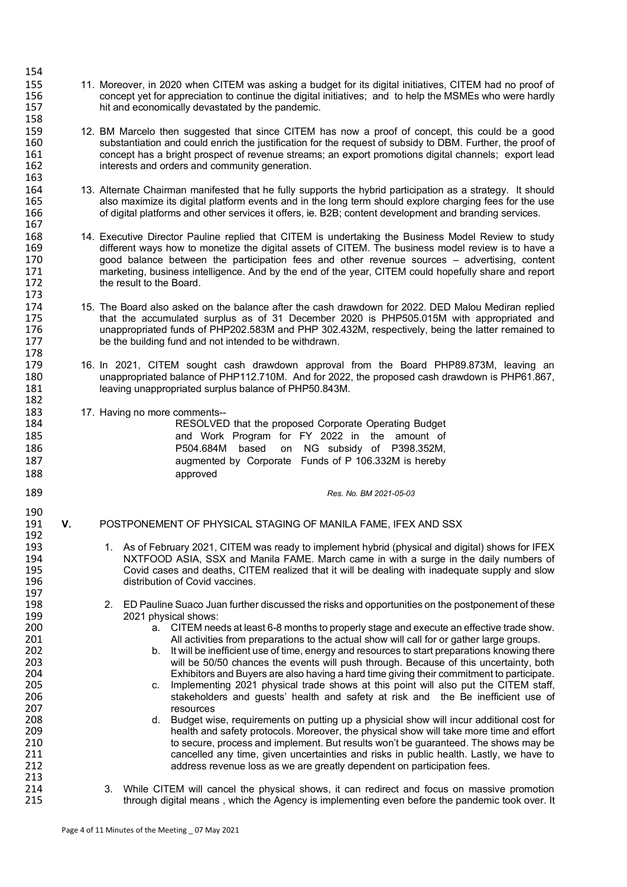11. Moreover, in 2020 when CITEM was asking a budget for its digital initiatives, CITEM had no proof of concept yet for appreciation to continue the digital initiatives; and to help the MSMEs who were hardly hit and economically devastated by the pandemic.

12. BM Marcelo then suggested that since CITEM has now a proof of concept, this could be a good substantiation and could enrich the justification for the request of subsidy to DBM. Further, the proof of concept has a bright prospect of revenue streams; an export promotions digital channels; export lead interests and orders and community generation.

13. Alternate Chairman manifested that he fully supports the hybrid participation as a strategy. It should also maximize its digital platform events and in the long term should explore charging fees for the use of digital platforms and other services it offers, ie. B2B; content development and branding services.

14. Executive Director Pauline replied that CITEM is undertaking the Business Model Review to study different ways how to monetize the digital assets of CITEM. The business model review is to have a good balance between the participation fees and other revenue sources – advertising, content marketing, business intelligence. And by the end of the year, CITEM could hopefully share and report the result to the Board.

15. The Board also asked on the balance after the cash drawdown for 2022. DED Malou Mediran replied that the accumulated surplus as of 31 December 2020 is PHP505.015M with appropriated and unappropriated funds of PHP202.583M and PHP 302.432M, respectively, being the latter remained to be the building fund and not intended to be withdrawn.

16. In 2021, CITEM sought cash drawdown approval from the Board PHP89.873M, leaving an unappropriated balance of PHP112.710M. And for 2022, the proposed cash drawdown is PHP61.867, leaving unappropriated surplus balance of PHP50.843M.

17. Having no more comments--

    RESOLVED that the proposed Corporate Operating Budget and Work Program for FY 2022 in the amount of P504.684M based on NG subsidy of P398.352M, augmented by Corporate Funds of P 106.332M is hereby approved

*Res. No. BM 2021-05-03*

## V. POSTPONEMENT OF PHYSICAL STAGING OF MANILA FAME, IFEX AND SSX

1. As of February 2021, CITEM was ready to implement hybrid (physical and digital) shows for IFEX NXTFOOD ASIA, SSX and Manila FAME. March came in with a surge in the daily numbers of Covid cases and deaths, CITEM realized that it will be dealing with inadequate supply and slow distribution of Covid vaccines.

2. ED Pauline Suaco Juan further discussed the risks and opportunities on the postponement of these 2021 physical shows:
   a. CITEM needs at least 6-8 months to properly stage and execute an effective trade show. All activities from preparations to the actual show will call for or gather large groups.
   b. It will be inefficient use of time, energy and resources to start preparations knowing there will be 50/50 chances the events will push through. Because of this uncertainty, both Exhibitors and Buyers are also having a hard time giving their commitment to participate.
   c. Implementing 2021 physical trade shows at this point will also put the CITEM staff, stakeholders and guests' health and safety at risk and the Be inefficient use of resources
   d. Budget wise, requirements on putting up a physicial show will incur additional cost for health and safety protocols. Moreover, the physical show will take more time and effort to secure, process and implement. But results won't be guaranteed. The shows may be cancelled any time, given uncertainties and risks in public health. Lastly, we have to address revenue loss as we are greatly dependent on participation fees.

3. While CITEM will cancel the physical shows, it can redirect and focus on massive promotion through digital means , which the Agency is implementing even before the pandemic took over. It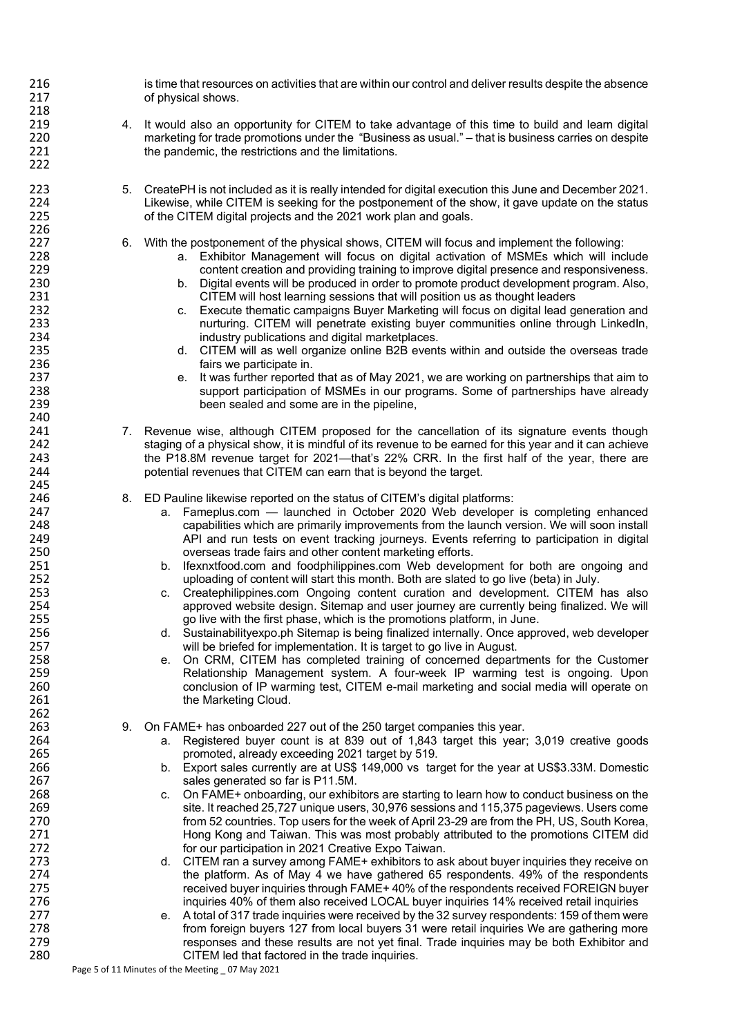is time that resources on activities that are within our control and deliver results despite the absence of physical shows.

4. It would also an opportunity for CITEM to take advantage of this time to build and learn digital marketing for trade promotions under the "Business as usual." – that is business carries on despite the pandemic, the restrictions and the limitations.

5. CreatePH is not included as it is really intended for digital execution this June and December 2021. Likewise, while CITEM is seeking for the postponement of the show, it gave update on the status of the CITEM digital projects and the 2021 work plan and goals.

6. With the postponement of the physical shows, CITEM will focus and implement the following:
   a. Exhibitor Management will focus on digital activation of MSMEs which will include content creation and providing training to improve digital presence and responsiveness.
   b. Digital events will be produced in order to promote product development program. Also, CITEM will host learning sessions that will position us as thought leaders
   c. Execute thematic campaigns Buyer Marketing will focus on digital lead generation and nurturing. CITEM will penetrate existing buyer communities online through LinkedIn, industry publications and digital marketplaces.
   d. CITEM will as well organize online B2B events within and outside the overseas trade fairs we participate in.
   e. It was further reported that as of May 2021, we are working on partnerships that aim to support participation of MSMEs in our programs. Some of partnerships have already been sealed and some are in the pipeline,

7. Revenue wise, although CITEM proposed for the cancellation of its signature events though staging of a physical show, it is mindful of its revenue to be earned for this year and it can achieve the P18.8M revenue target for 2021—that's 22% CRR. In the first half of the year, there are potential revenues that CITEM can earn that is beyond the target.

8. ED Pauline likewise reported on the status of CITEM's digital platforms:
   a. Fameplus.com — launched in October 2020 Web developer is completing enhanced capabilities which are primarily improvements from the launch version. We will soon install API and run tests on event tracking journeys. Events referring to participation in digital overseas trade fairs and other content marketing efforts.
   b. Ifexnxtfood.com and foodphilippines.com Web development for both are ongoing and uploading of content will start this month. Both are slated to go live (beta) in July.
   c. Createphilippines.com Ongoing content curation and development. CITEM has also approved website design. Sitemap and user journey are currently being finalized. We will go live with the first phase, which is the promotions platform, in June.
   d. Sustainabilityexpo.ph Sitemap is being finalized internally. Once approved, web developer will be briefed for implementation. It is target to go live in August.
   e. On CRM, CITEM has completed training of concerned departments for the Customer Relationship Management system. A four-week IP warming test is ongoing. Upon conclusion of IP warming test, CITEM e-mail marketing and social media will operate on the Marketing Cloud.

9. On FAME+ has onboarded 227 out of the 250 target companies this year.
   a. Registered buyer count is at 839 out of 1,843 target this year; 3,019 creative goods promoted, already exceeding 2021 target by 519.
   b. Export sales currently are at US$ 149,000 vs target for the year at US$3.33M. Domestic sales generated so far is P11.5M.
   c. On FAME+ onboarding, our exhibitors are starting to learn how to conduct business on the site. It reached 25,727 unique users, 30,976 sessions and 115,375 pageviews. Users come from 52 countries. Top users for the week of April 23-29 are from the PH, US, South Korea, Hong Kong and Taiwan. This was most probably attributed to the promotions CITEM did for our participation in 2021 Creative Expo Taiwan.
   d. CITEM ran a survey among FAME+ exhibitors to ask about buyer inquiries they receive on the platform. As of May 4 we have gathered 65 respondents. 49% of the respondents received buyer inquiries through FAME+ 40% of the respondents received FOREIGN buyer inquiries 40% of them also received LOCAL buyer inquiries 14% received retail inquiries
   e. A total of 317 trade inquiries were received by the 32 survey respondents: 159 of them were from foreign buyers 127 from local buyers 31 were retail inquiries We are gathering more responses and these results are not yet final. Trade inquiries may be both Exhibitor and CITEM led that factored in the trade inquiries.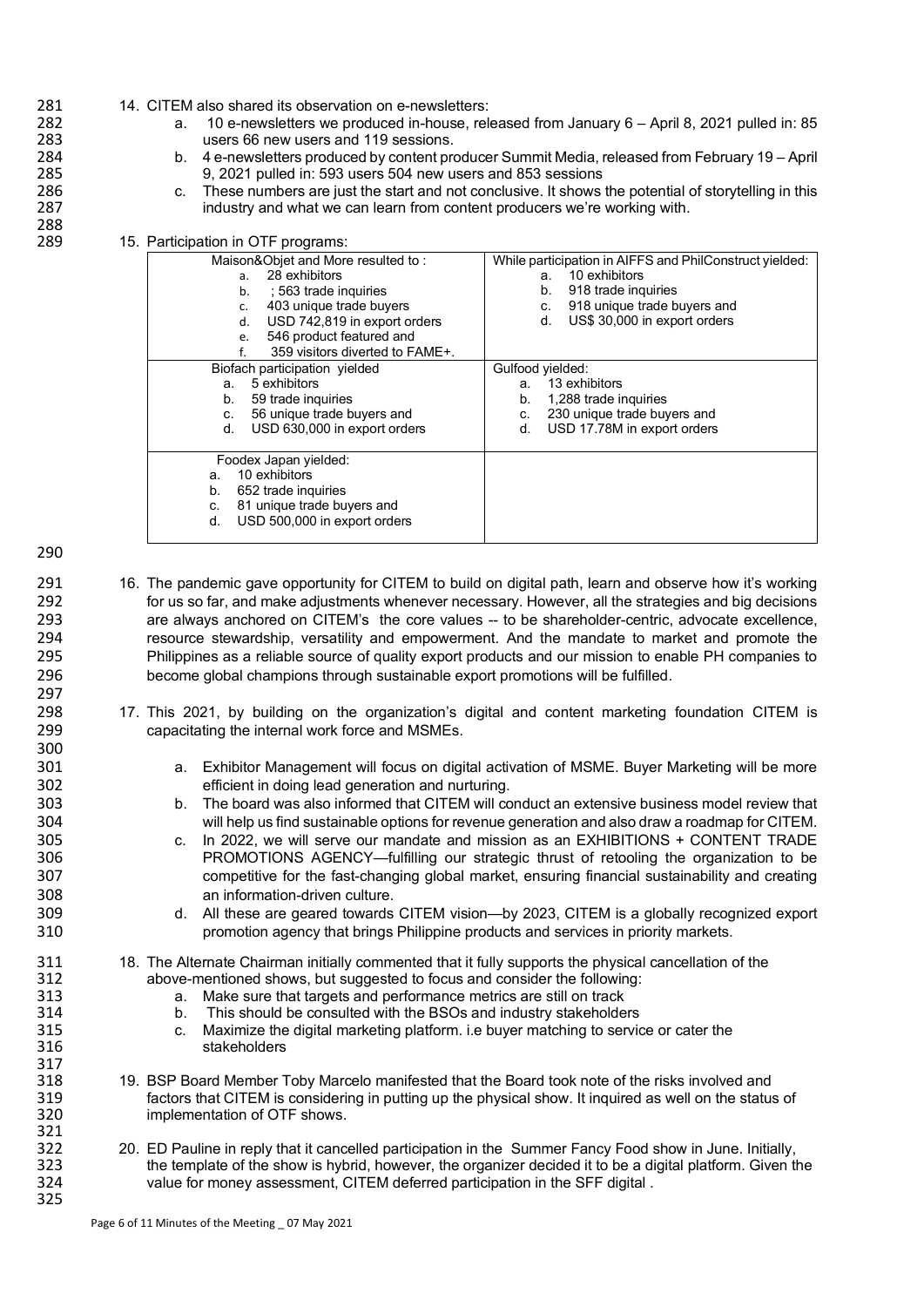14. CITEM also shared its observation on e-newsletters:
    a. 10 e-newsletters we produced in-house, released from January 6 – April 8, 2021 pulled in: 85 users 66 new users and 119 sessions.
    b. 4 e-newsletters produced by content producer Summit Media, released from February 19 – April 9, 2021 pulled in: 593 users 504 new users and 853 sessions
    c. These numbers are just the start and not conclusive. It shows the potential of storytelling in this industry and what we can learn from content producers we're working with.

15. Participation in OTF programs:

| | |
|---|---|
| Maison&Objet and More resulted to :<br>a. 28 exhibitors<br>b. ; 563 trade inquiries<br>c. 403 unique trade buyers<br>d. USD 742,819 in export orders<br>e. 546 product featured and<br>f. 359 visitors diverted to FAME+. | While participation in AIFFS and PhilConstruct yielded:<br>a. 10 exhibitors<br>b. 918 trade inquiries<br>c. 918 unique trade buyers and<br>d. US$ 30,000 in export orders |
| Biofach participation yielded<br>a. 5 exhibitors<br>b. 59 trade inquiries<br>c. 56 unique trade buyers and<br>d. USD 630,000 in export orders | Gulfood yielded:<br>a. 13 exhibitors<br>b. 1,288 trade inquiries<br>c. 230 unique trade buyers and<br>d. USD 17.78M in export orders |
| Foodex Japan yielded:<br>a. 10 exhibitors<br>b. 652 trade inquiries<br>c. 81 unique trade buyers and<br>d. USD 500,000 in export orders | |

16. The pandemic gave opportunity for CITEM to build on digital path, learn and observe how it's working for us so far, and make adjustments whenever necessary. However, all the strategies and big decisions are always anchored on CITEM's the core values -- to be shareholder-centric, advocate excellence, resource stewardship, versatility and empowerment. And the mandate to market and promote the Philippines as a reliable source of quality export products and our mission to enable PH companies to become global champions through sustainable export promotions will be fulfilled.

17. This 2021, by building on the organization's digital and content marketing foundation CITEM is capacitating the internal work force and MSMEs.

    a. Exhibitor Management will focus on digital activation of MSME. Buyer Marketing will be more efficient in doing lead generation and nurturing.
    b. The board was also informed that CITEM will conduct an extensive business model review that will help us find sustainable options for revenue generation and also draw a roadmap for CITEM.
    c. In 2022, we will serve our mandate and mission as an EXHIBITIONS + CONTENT TRADE PROMOTIONS AGENCY—fulfilling our strategic thrust of retooling the organization to be competitive for the fast-changing global market, ensuring financial sustainability and creating an information-driven culture.
    d. All these are geared towards CITEM vision—by 2023, CITEM is a globally recognized export promotion agency that brings Philippine products and services in priority markets.

18. The Alternate Chairman initially commented that it fully supports the physical cancellation of the above-mentioned shows, but suggested to focus and consider the following:
    a. Make sure that targets and performance metrics are still on track
    b. This should be consulted with the BSOs and industry stakeholders
    c. Maximize the digital marketing platform. i.e buyer matching to service or cater the stakeholders

19. BSP Board Member Toby Marcelo manifested that the Board took note of the risks involved and factors that CITEM is considering in putting up the physical show. It inquired as well on the status of implementation of OTF shows.

20. ED Pauline in reply that it cancelled participation in the Summer Fancy Food show in June. Initially, the template of the show is hybrid, however, the organizer decided it to be a digital platform. Given the value for money assessment, CITEM deferred participation in the SFF digital .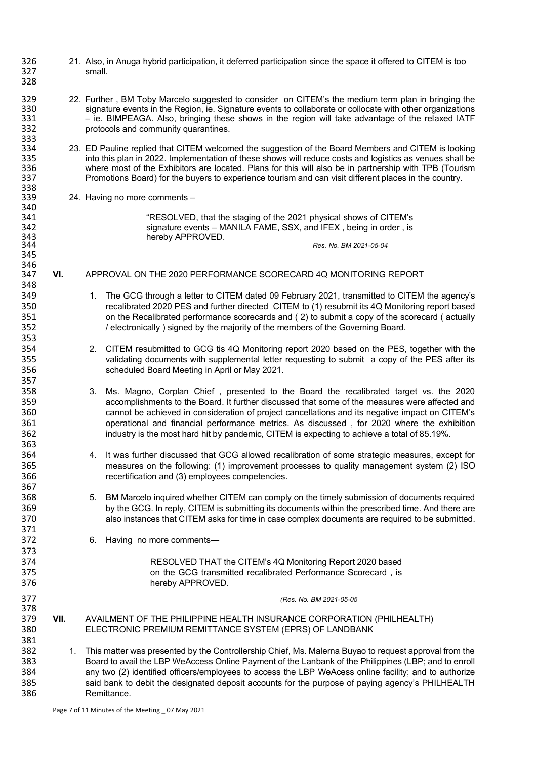21. Also, in Anuga hybrid participation, it deferred participation since the space it offered to CITEM is too small.

22. Further , BM Toby Marcelo suggested to consider on CITEM's the medium term plan in bringing the signature events in the Region, ie. Signature events to collaborate or collocate with other organizations – ie. BIMPEAGA. Also, bringing these shows in the region will take advantage of the relaxed IATF protocols and community quarantines.

23. ED Pauline replied that CITEM welcomed the suggestion of the Board Members and CITEM is looking into this plan in 2022. Implementation of these shows will reduce costs and logistics as venues shall be where most of the Exhibitors are located. Plans for this will also be in partnership with TPB (Tourism Promotions Board) for the buyers to experience tourism and can visit different places in the country.

24. Having no more comments –

> "RESOLVED, that the staging of the 2021 physical shows of CITEM's signature events – MANILA FAME, SSX, and IFEX , being in order , is hereby APPROVED.
>
> *Res. No. BM 2021-05-04*

## VI. APPROVAL ON THE 2020 PERFORMANCE SCORECARD 4Q MONITORING REPORT

1. The GCG through a letter to CITEM dated 09 February 2021, transmitted to CITEM the agency's recalibrated 2020 PES and further directed CITEM to (1) resubmit its 4Q Monitoring report based on the Recalibrated performance scorecards and ( 2) to submit a copy of the scorecard ( actually / electronically ) signed by the majority of the members of the Governing Board.

2. CITEM resubmitted to GCG tis 4Q Monitoring report 2020 based on the PES, together with the validating documents with supplemental letter requesting to submit a copy of the PES after its scheduled Board Meeting in April or May 2021.

3. Ms. Magno, Corplan Chief , presented to the Board the recalibrated target vs. the 2020 accomplishments to the Board. It further discussed that some of the measures were affected and cannot be achieved in consideration of project cancellations and its negative impact on CITEM's operational and financial performance metrics. As discussed , for 2020 where the exhibition industry is the most hard hit by pandemic, CITEM is expecting to achieve a total of 85.19%.

4. It was further discussed that GCG allowed recalibration of some strategic measures, except for measures on the following: (1) improvement processes to quality management system (2) ISO recertification and (3) employees competencies.

5. BM Marcelo inquired whether CITEM can comply on the timely submission of documents required by the GCG. In reply, CITEM is submitting its documents within the prescribed time. And there are also instances that CITEM asks for time in case complex documents are required to be submitted.

6. Having no more comments—

> RESOLVED THAT the CITEM's 4Q Monitoring Report 2020 based on the GCG transmitted recalibrated Performance Scorecard , is hereby APPROVED.
>
> *(Res. No. BM 2021-05-05*

## VII. AVAILMENT OF THE PHILIPPINE HEALTH INSURANCE CORPORATION (PHILHEALTH) ELECTRONIC PREMIUM REMITTANCE SYSTEM (EPRS) OF LANDBANK

1. This matter was presented by the Controllership Chief, Ms. Malerna Buyao to request approval from the Board to avail the LBP WeAccess Online Payment of the Lanbank of the Philippines (LBP; and to enroll any two (2) identified officers/employees to access the LBP WeAcess online facility; and to authorize said bank to debit the designated deposit accounts for the purpose of paying agency's PHILHEALTH Remittance.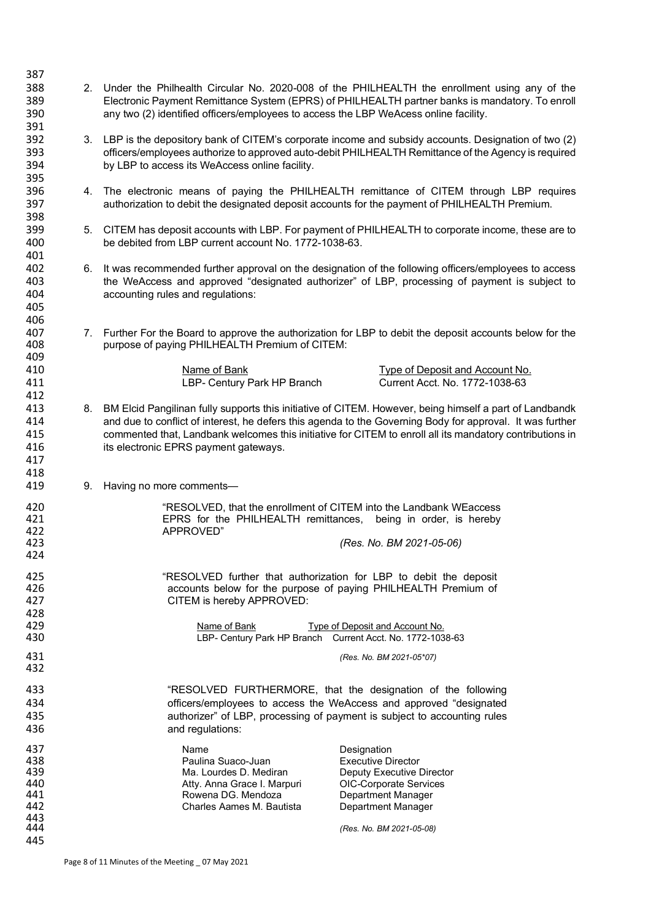2. Under the Philhealth Circular No. 2020-008 of the PHILHEALTH the enrollment using any of the Electronic Payment Remittance System (EPRS) of PHILHEALTH partner banks is mandatory. To enroll any two (2) identified officers/employees to access the LBP WeAcess online facility.

3. LBP is the depository bank of CITEM's corporate income and subsidy accounts. Designation of two (2) officers/employees authorize to approved auto-debit PHILHEALTH Remittance of the Agency is required by LBP to access its WeAccess online facility.

4. The electronic means of paying the PHILHEALTH remittance of CITEM through LBP requires authorization to debit the designated deposit accounts for the payment of PHILHEALTH Premium.

5. CITEM has deposit accounts with LBP. For payment of PHILHEALTH to corporate income, these are to be debited from LBP current account No. 1772-1038-63.

6. It was recommended further approval on the designation of the following officers/employees to access the WeAccess and approved "designated authorizer" of LBP, processing of payment is subject to accounting rules and regulations:

7. Further For the Board to approve the authorization for LBP to debit the deposit accounts below for the purpose of paying PHILHEALTH Premium of CITEM:

| Name of Bank | Type of Deposit and Account No. |
|---|---|
| LBP- Century Park HP Branch | Current Acct. No. 1772-1038-63 |

8. BM Elcid Pangilinan fully supports this initiative of CITEM. However, being himself a part of Landbandk and due to conflict of interest, he defers this agenda to the Governing Body for approval. It was further commented that, Landbank welcomes this initiative for CITEM to enroll all its mandatory contributions in its electronic EPRS payment gateways.

9. Having no more comments—

"RESOLVED, that the enrollment of CITEM into the Landbank WEaccess EPRS for the PHILHEALTH remittances, being in order, is hereby APPROVED"

*(Res. No. BM 2021-05-06)*

"RESOLVED further that authorization for LBP to debit the deposit accounts below for the purpose of paying PHILHEALTH Premium of CITEM is hereby APPROVED:

| Name of Bank | Type of Deposit and Account No. |
|---|---|
| LBP- Century Park HP Branch | Current Acct. No. 1772-1038-63 |

*(Res. No. BM 2021-05*07)*

"RESOLVED FURTHERMORE, that the designation of the following officers/employees to access the WeAccess and approved "designated authorizer" of LBP, processing of payment is subject to accounting rules and regulations:

| Name | Designation |
|---|---|
| Paulina Suaco-Juan | Executive Director |
| Ma. Lourdes D. Mediran | Deputy Executive Director |
| Atty. Anna Grace I. Marpuri | OIC-Corporate Services |
| Rowena DG. Mendoza | Department Manager |
| Charles Aames M. Bautista | Department Manager |

*(Res. No. BM 2021-05-08)*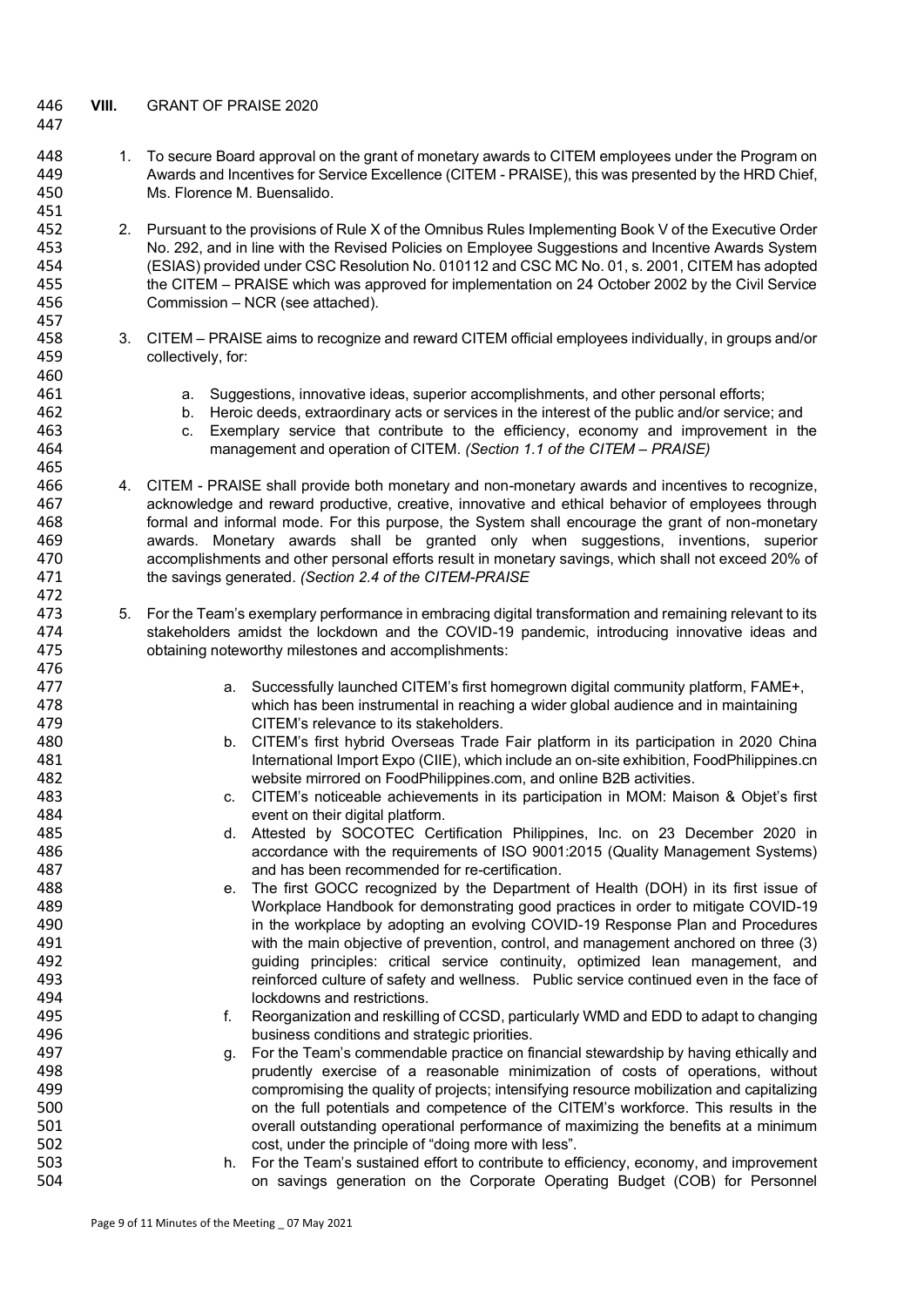## VIII. GRANT OF PRAISE 2020

1. To secure Board approval on the grant of monetary awards to CITEM employees under the Program on Awards and Incentives for Service Excellence (CITEM - PRAISE), this was presented by the HRD Chief, Ms. Florence M. Buensalido.

2. Pursuant to the provisions of Rule X of the Omnibus Rules Implementing Book V of the Executive Order No. 292, and in line with the Revised Policies on Employee Suggestions and Incentive Awards System (ESIAS) provided under CSC Resolution No. 010112 and CSC MC No. 01, s. 2001, CITEM has adopted the CITEM – PRAISE which was approved for implementation on 24 October 2002 by the Civil Service Commission – NCR (see attached).

3. CITEM – PRAISE aims to recognize and reward CITEM official employees individually, in groups and/or collectively, for:

   a. Suggestions, innovative ideas, superior accomplishments, and other personal efforts;
   b. Heroic deeds, extraordinary acts or services in the interest of the public and/or service; and
   c. Exemplary service that contribute to the efficiency, economy and improvement in the management and operation of CITEM. *(Section 1.1 of the CITEM – PRAISE)*

4. CITEM - PRAISE shall provide both monetary and non-monetary awards and incentives to recognize, acknowledge and reward productive, creative, innovative and ethical behavior of employees through formal and informal mode. For this purpose, the System shall encourage the grant of non-monetary awards. Monetary awards shall be granted only when suggestions, inventions, superior accomplishments and other personal efforts result in monetary savings, which shall not exceed 20% of the savings generated. *(Section 2.4 of the CITEM-PRAISE*

5. For the Team's exemplary performance in embracing digital transformation and remaining relevant to its stakeholders amidst the lockdown and the COVID-19 pandemic, introducing innovative ideas and obtaining noteworthy milestones and accomplishments:

   a. Successfully launched CITEM's first homegrown digital community platform, FAME+, which has been instrumental in reaching a wider global audience and in maintaining CITEM's relevance to its stakeholders.
   b. CITEM's first hybrid Overseas Trade Fair platform in its participation in 2020 China International Import Expo (CIIE), which include an on-site exhibition, FoodPhilippines.cn website mirrored on FoodPhilippines.com, and online B2B activities.
   c. CITEM's noticeable achievements in its participation in MOM: Maison & Objet's first event on their digital platform.
   d. Attested by SOCOTEC Certification Philippines, Inc. on 23 December 2020 in accordance with the requirements of ISO 9001:2015 (Quality Management Systems) and has been recommended for re-certification.
   e. The first GOCC recognized by the Department of Health (DOH) in its first issue of Workplace Handbook for demonstrating good practices in order to mitigate COVID-19 in the workplace by adopting an evolving COVID-19 Response Plan and Procedures with the main objective of prevention, control, and management anchored on three (3) guiding principles: critical service continuity, optimized lean management, and reinforced culture of safety and wellness. Public service continued even in the face of lockdowns and restrictions.
   f. Reorganization and reskilling of CCSD, particularly WMD and EDD to adapt to changing business conditions and strategic priorities.
   g. For the Team's commendable practice on financial stewardship by having ethically and prudently exercise of a reasonable minimization of costs of operations, without compromising the quality of projects; intensifying resource mobilization and capitalizing on the full potentials and competence of the CITEM's workforce. This results in the overall outstanding operational performance of maximizing the benefits at a minimum cost, under the principle of "doing more with less".
   h. For the Team's sustained effort to contribute to efficiency, economy, and improvement on savings generation on the Corporate Operating Budget (COB) for Personnel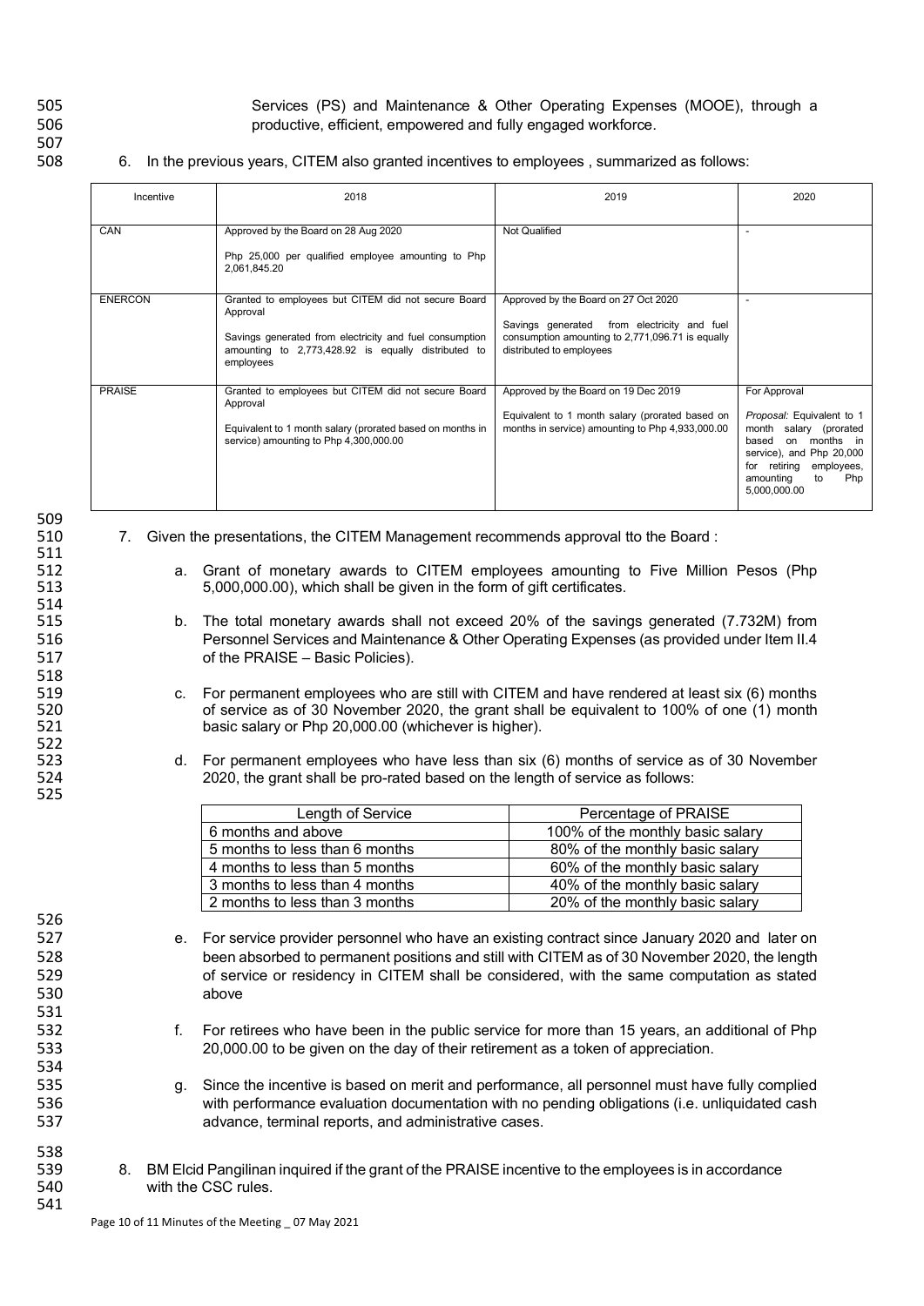Services (PS) and Maintenance & Other Operating Expenses (MOOE), through a productive, efficient, empowered and fully engaged workforce.

6. In the previous years, CITEM also granted incentives to employees , summarized as follows:

| Incentive | 2018 | 2019 | 2020 |
|---|---|---|---|
| CAN | Approved by the Board on 28 Aug 2020<br><br>Php 25,000 per qualified employee amounting to Php 2,061,845.20 | Not Qualified | - |
| ENERCON | Granted to employees but CITEM did not secure Board Approval<br><br>Savings generated from electricity and fuel consumption amounting to 2,773,428.92 is equally distributed to employees | Approved by the Board on 27 Oct 2020<br><br>Savings generated from electricity and fuel consumption amounting to 2,771,096.71 is equally distributed to employees | - |
| PRAISE | Granted to employees but CITEM did not secure Board Approval<br><br>Equivalent to 1 month salary (prorated based on months in service) amounting to Php 4,300,000.00 | Approved by the Board on 19 Dec 2019<br><br>Equivalent to 1 month salary (prorated based on months in service) amounting to Php 4,933,000.00 | For Approval<br><br>*Proposal:* Equivalent to 1 month salary (prorated based on months in service), and Php 20,000 for retiring employees, amounting to Php 5,000,000.00 |

7. Given the presentations, the CITEM Management recommends approval tto the Board :

   a. Grant of monetary awards to CITEM employees amounting to Five Million Pesos (Php 5,000,000.00), which shall be given in the form of gift certificates.

   b. The total monetary awards shall not exceed 20% of the savings generated (7.732M) from Personnel Services and Maintenance & Other Operating Expenses (as provided under Item II.4 of the PRAISE – Basic Policies).

   c. For permanent employees who are still with CITEM and have rendered at least six (6) months of service as of 30 November 2020, the grant shall be equivalent to 100% of one (1) month basic salary or Php 20,000.00 (whichever is higher).

   d. For permanent employees who have less than six (6) months of service as of 30 November 2020, the grant shall be pro-rated based on the length of service as follows:

| Length of Service | Percentage of PRAISE |
|---|---|
| 6 months and above | 100% of the monthly basic salary |
| 5 months to less than 6 months | 80% of the monthly basic salary |
| 4 months to less than 5 months | 60% of the monthly basic salary |
| 3 months to less than 4 months | 40% of the monthly basic salary |
| 2 months to less than 3 months | 20% of the monthly basic salary |

   e. For service provider personnel who have an existing contract since January 2020 and later on been absorbed to permanent positions and still with CITEM as of 30 November 2020, the length of service or residency in CITEM shall be considered, with the same computation as stated above

   f. For retirees who have been in the public service for more than 15 years, an additional of Php 20,000.00 to be given on the day of their retirement as a token of appreciation.

   g. Since the incentive is based on merit and performance, all personnel must have fully complied with performance evaluation documentation with no pending obligations (i.e. unliquidated cash advance, terminal reports, and administrative cases.

8. BM Elcid Pangilinan inquired if the grant of the PRAISE incentive to the employees is in accordance with the CSC rules.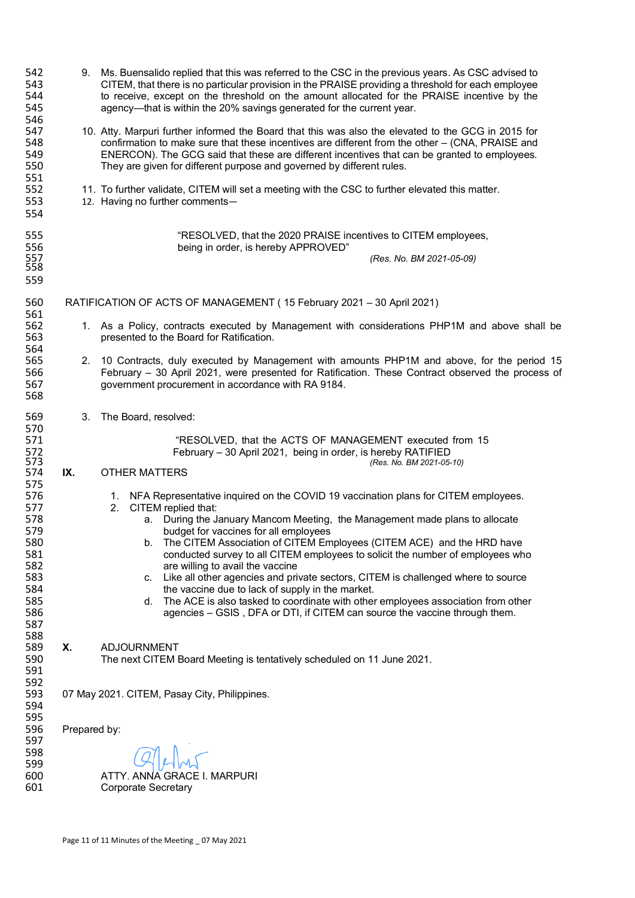9. Ms. Buensalido replied that this was referred to the CSC in the previous years. As CSC advised to CITEM, that there is no particular provision in the PRAISE providing a threshold for each employee to receive, except on the threshold on the amount allocated for the PRAISE incentive by the agency—that is within the 20% savings generated for the current year.

10. Atty. Marpuri further informed the Board that this was also the elevated to the GCG in 2015 for confirmation to make sure that these incentives are different from the other – (CNA, PRAISE and ENERCON). The GCG said that these are different incentives that can be granted to employees. They are given for different purpose and governed by different rules.

11. To further validate, CITEM will set a meeting with the CSC to further elevated this matter.
12. Having no further comments—

> "RESOLVED, that the 2020 PRAISE incentives to CITEM employees, being in order, is hereby APPROVED"
>
> *(Res. No. BM 2021-05-09)*

RATIFICATION OF ACTS OF MANAGEMENT ( 15 February 2021 – 30 April 2021)

1. As a Policy, contracts executed by Management with considerations PHP1M and above shall be presented to the Board for Ratification.

2. 10 Contracts, duly executed by Management with amounts PHP1M and above, for the period 15 February – 30 April 2021, were presented for Ratification. These Contract observed the process of government procurement in accordance with RA 9184.

3. The Board, resolved:

> "RESOLVED, that the ACTS OF MANAGEMENT executed from 15 February – 30 April 2021, being in order, is hereby RATIFIED
>
> *(Res. No. BM 2021-05-10)*

## IX. OTHER MATTERS

1. NFA Representative inquired on the COVID 19 vaccination plans for CITEM employees.
2. CITEM replied that:
   a. During the January Mancom Meeting, the Management made plans to allocate budget for vaccines for all employees
   b. The CITEM Association of CITEM Employees (CITEM ACE) and the HRD have conducted survey to all CITEM employees to solicit the number of employees who are willing to avail the vaccine
   c. Like all other agencies and private sectors, CITEM is challenged where to source the vaccine due to lack of supply in the market.
   d. The ACE is also tasked to coordinate with other employees association from other agencies – GSIS , DFA or DTI, if CITEM can source the vaccine through them.

## X. ADJOURNMENT

The next CITEM Board Meeting is tentatively scheduled on 11 June 2021.

07 May 2021. CITEM, Pasay City, Philippines.

Prepared by:

ATTY. ANNA GRACE I. MARPURI
Corporate Secretary